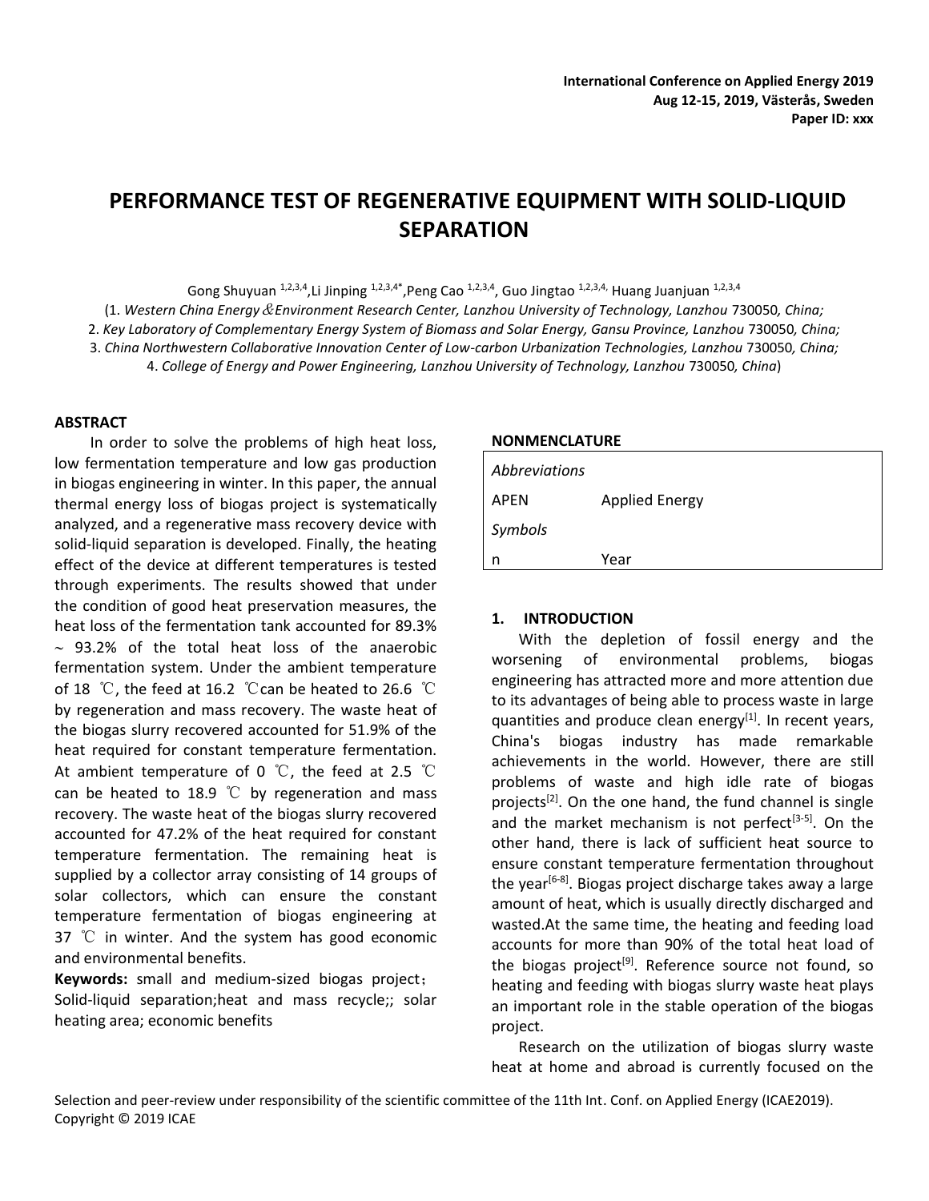International Conference on Applied Energy 2019
Aug 12-15, 2019, Västerås, Sweden
Paper ID: xxx

# PERFORMANCE TEST OF REGENERATIVE EQUIPMENT WITH SOLID-LIQUID SEPARATION

Gong Shuyuan [1,2,3,4],Li Jinping [1,2,3,4*],Peng Cao [1,2,3,4], Guo Jingtao [1,2,3,4,] Huang Juanjuan [1,2,3,4]

(1. *Western China Energy&Environment Research Center, Lanzhou University of Technology, Lanzhou* 730050*, China;*
2. *Key Laboratory of Complementary Energy System of Biomass and Solar Energy, Gansu Province, Lanzhou* 730050*, China;*
3. *China Northwestern Collaborative Innovation Center of Low-carbon Urbanization Technologies, Lanzhou* 730050*, China;*
4. *College of Energy and Power Engineering, Lanzhou University of Technology, Lanzhou* 730050*, China*)

## ABSTRACT

In order to solve the problems of high heat loss, low fermentation temperature and low gas production in biogas engineering in winter. In this paper, the annual thermal energy loss of biogas project is systematically analyzed, and a regenerative mass recovery device with solid-liquid separation is developed. Finally, the heating effect of the device at different temperatures is tested through experiments. The results showed that under the condition of good heat preservation measures, the heat loss of the fermentation tank accounted for 89.3% ~ 93.2% of the total heat loss of the anaerobic fermentation system. Under the ambient temperature of 18 ℃, the feed at 16.2 ℃can be heated to 26.6 ℃ by regeneration and mass recovery. The waste heat of the biogas slurry recovered accounted for 51.9% of the heat required for constant temperature fermentation. At ambient temperature of 0 ℃, the feed at 2.5 ℃ can be heated to 18.9 ℃ by regeneration and mass recovery. The waste heat of the biogas slurry recovered accounted for 47.2% of the heat required for constant temperature fermentation. The remaining heat is supplied by a collector array consisting of 14 groups of solar collectors, which can ensure the constant temperature fermentation of biogas engineering at 37 ℃ in winter. And the system has good economic and environmental benefits.

**Keywords:** small and medium-sized biogas project； Solid-liquid separation;heat and mass recycle;; solar heating area; economic benefits

## NONMENCLATURE

| *Abbreviations* | |
|---|---|
| APEN | Applied Energy |
| *Symbols* | |
| n | Year |

## 1. INTRODUCTION

With the depletion of fossil energy and the worsening of environmental problems, biogas engineering has attracted more and more attention due to its advantages of being able to process waste in large quantities and produce clean energy[1]. In recent years, China's biogas industry has made remarkable achievements in the world. However, there are still problems of waste and high idle rate of biogas projects[2]. On the one hand, the fund channel is single and the market mechanism is not perfect[3-5]. On the other hand, there is lack of sufficient heat source to ensure constant temperature fermentation throughout the year[6-8]. Biogas project discharge takes away a large amount of heat, which is usually directly discharged and wasted.At the same time, the heating and feeding load accounts for more than 90% of the total heat load of the biogas project[9]. Reference source not found, so heating and feeding with biogas slurry waste heat plays an important role in the stable operation of the biogas project.

Research on the utilization of biogas slurry waste heat at home and abroad is currently focused on the

Selection and peer-review under responsibility of the scientific committee of the 11th Int. Conf. on Applied Energy (ICAE2019).
Copyright © 2019 ICAE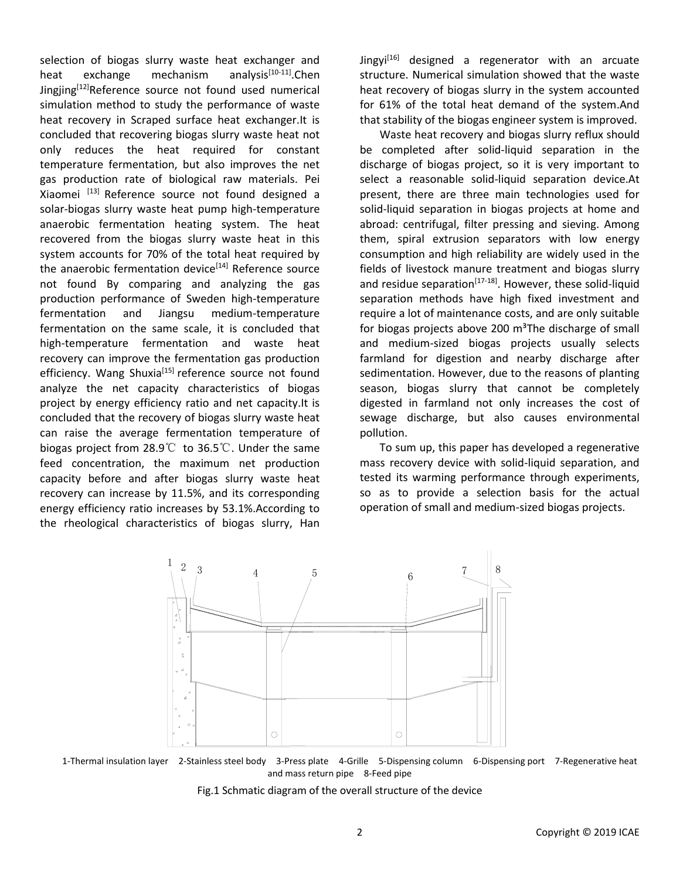selection of biogas slurry waste heat exchanger and heat exchange mechanism analysis[10-11].Chen Jingjing[12]Reference source not found used numerical simulation method to study the performance of waste heat recovery in Scraped surface heat exchanger.It is concluded that recovering biogas slurry waste heat not only reduces the heat required for constant temperature fermentation, but also improves the net gas production rate of biological raw materials. Pei Xiaomei [13] Reference source not found designed a solar-biogas slurry waste heat pump high-temperature anaerobic fermentation heating system. The heat recovered from the biogas slurry waste heat in this system accounts for 70% of the total heat required by the anaerobic fermentation device[14] Reference source not found By comparing and analyzing the gas production performance of Sweden high-temperature fermentation and Jiangsu medium-temperature fermentation on the same scale, it is concluded that high-temperature fermentation and waste heat recovery can improve the fermentation gas production efficiency. Wang Shuxia[15] reference source not found analyze the net capacity characteristics of biogas project by energy efficiency ratio and net capacity.It is concluded that the recovery of biogas slurry waste heat can raise the average fermentation temperature of biogas project from 28.9℃ to 36.5℃. Under the same feed concentration, the maximum net production capacity before and after biogas slurry waste heat recovery can increase by 11.5%, and its corresponding energy efficiency ratio increases by 53.1%.According to the rheological characteristics of biogas slurry, Han Jingyi[16] designed a regenerator with an arcuate structure. Numerical simulation showed that the waste heat recovery of biogas slurry in the system accounted for 61% of the total heat demand of the system.And that stability of the biogas engineer system is improved.

Waste heat recovery and biogas slurry reflux should be completed after solid-liquid separation in the discharge of biogas project, so it is very important to select a reasonable solid-liquid separation device.At present, there are three main technologies used for solid-liquid separation in biogas projects at home and abroad: centrifugal, filter pressing and sieving. Among them, spiral extrusion separators with low energy consumption and high reliability are widely used in the fields of livestock manure treatment and biogas slurry and residue separation[17-18]. However, these solid-liquid separation methods have high fixed investment and require a lot of maintenance costs, and are only suitable for biogas projects above 200 m³The discharge of small and medium-sized biogas projects usually selects farmland for digestion and nearby discharge after sedimentation. However, due to the reasons of planting season, biogas slurry that cannot be completely digested in farmland not only increases the cost of sewage discharge, but also causes environmental pollution.

To sum up, this paper has developed a regenerative mass recovery device with solid-liquid separation, and tested its warming performance through experiments, so as to provide a selection basis for the actual operation of small and medium-sized biogas projects.

1-Thermal insulation layer 2-Stainless steel body 3-Press plate 4-Grille 5-Dispensing column 6-Dispensing port 7-Regenerative heat and mass return pipe 8-Feed pipe

Fig.1 Schmatic diagram of the overall structure of the device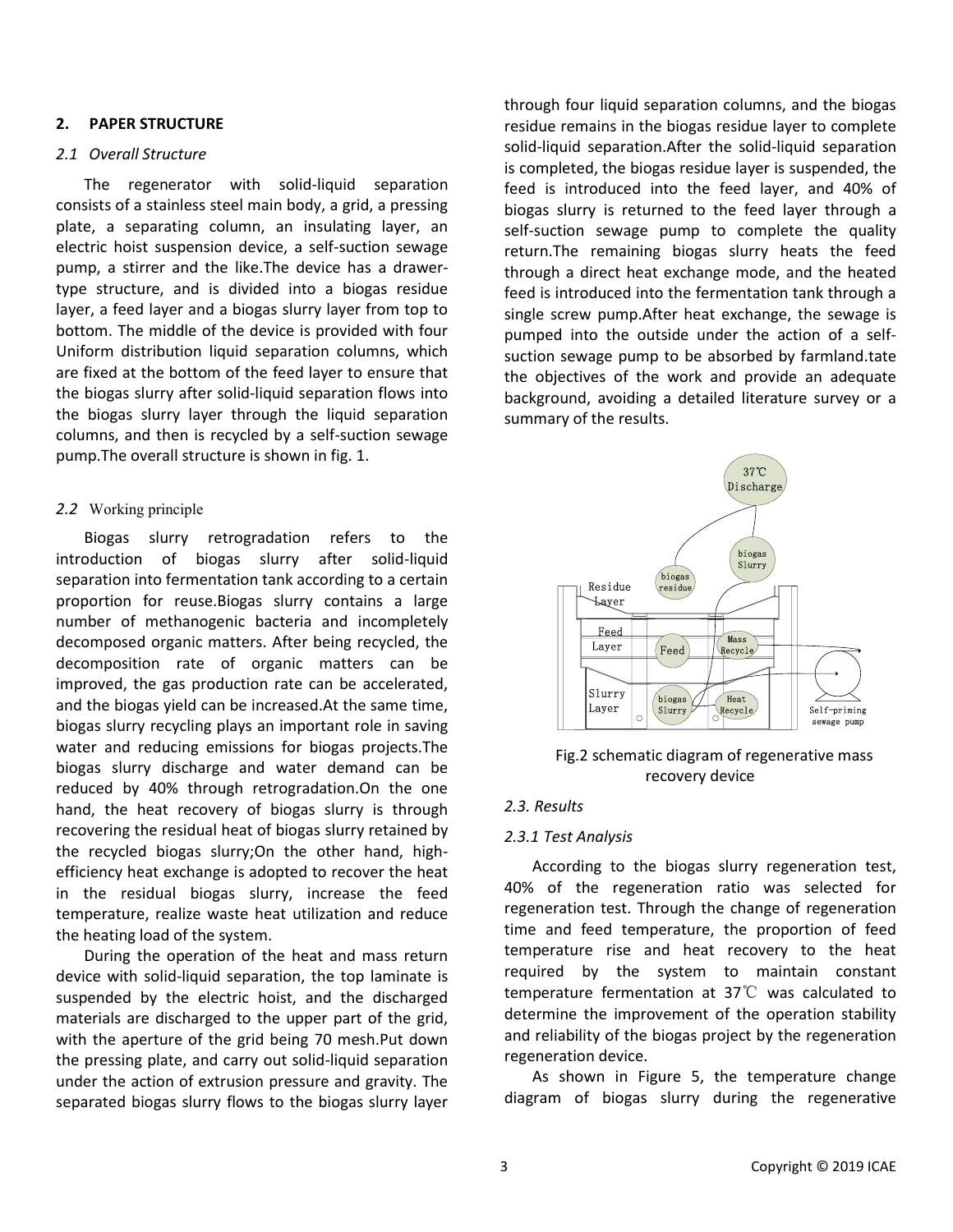## 2. PAPER STRUCTURE

### *2.1 Overall Structure*

The regenerator with solid-liquid separation consists of a stainless steel main body, a grid, a pressing plate, a separating column, an insulating layer, an electric hoist suspension device, a self-suction sewage pump, a stirrer and the like.The device has a drawer-type structure, and is divided into a biogas residue layer, a feed layer and a biogas slurry layer from top to bottom. The middle of the device is provided with four Uniform distribution liquid separation columns, which are fixed at the bottom of the feed layer to ensure that the biogas slurry after solid-liquid separation flows into the biogas slurry layer through the liquid separation columns, and then is recycled by a self-suction sewage pump.The overall structure is shown in fig. 1.

### *2.2* Working principle

Biogas slurry retrogradation refers to the introduction of biogas slurry after solid-liquid separation into fermentation tank according to a certain proportion for reuse.Biogas slurry contains a large number of methanogenic bacteria and incompletely decomposed organic matters. After being recycled, the decomposition rate of organic matters can be improved, the gas production rate can be accelerated, and the biogas yield can be increased.At the same time, biogas slurry recycling plays an important role in saving water and reducing emissions for biogas projects.The biogas slurry discharge and water demand can be reduced by 40% through retrogradation.On the one hand, the heat recovery of biogas slurry is through recovering the residual heat of biogas slurry retained by the recycled biogas slurry;On the other hand, high-efficiency heat exchange is adopted to recover the heat in the residual biogas slurry, increase the feed temperature, realize waste heat utilization and reduce the heating load of the system.

During the operation of the heat and mass return device with solid-liquid separation, the top laminate is suspended by the electric hoist, and the discharged materials are discharged to the upper part of the grid, with the aperture of the grid being 70 mesh.Put down the pressing plate, and carry out solid-liquid separation under the action of extrusion pressure and gravity. The separated biogas slurry flows to the biogas slurry layer through four liquid separation columns, and the biogas residue remains in the biogas residue layer to complete solid-liquid separation.After the solid-liquid separation is completed, the biogas residue layer is suspended, the feed is introduced into the feed layer, and 40% of biogas slurry is returned to the feed layer through a self-suction sewage pump to complete the quality return.The remaining biogas slurry heats the feed through a direct heat exchange mode, and the heated feed is introduced into the fermentation tank through a single screw pump.After heat exchange, the sewage is pumped into the outside under the action of a self-suction sewage pump to be absorbed by farmland.tate the objectives of the work and provide an adequate background, avoiding a detailed literature survey or a summary of the results.

Fig.2 schematic diagram of regenerative mass recovery device

### *2.3. Results*

#### *2.3.1 Test Analysis*

According to the biogas slurry regeneration test, 40% of the regeneration ratio was selected for regeneration test. Through the change of regeneration time and feed temperature, the proportion of feed temperature rise and heat recovery to the heat required by the system to maintain constant temperature fermentation at 37℃ was calculated to determine the improvement of the operation stability and reliability of the biogas project by the regeneration regeneration device.

As shown in Figure 5, the temperature change diagram of biogas slurry during the regenerative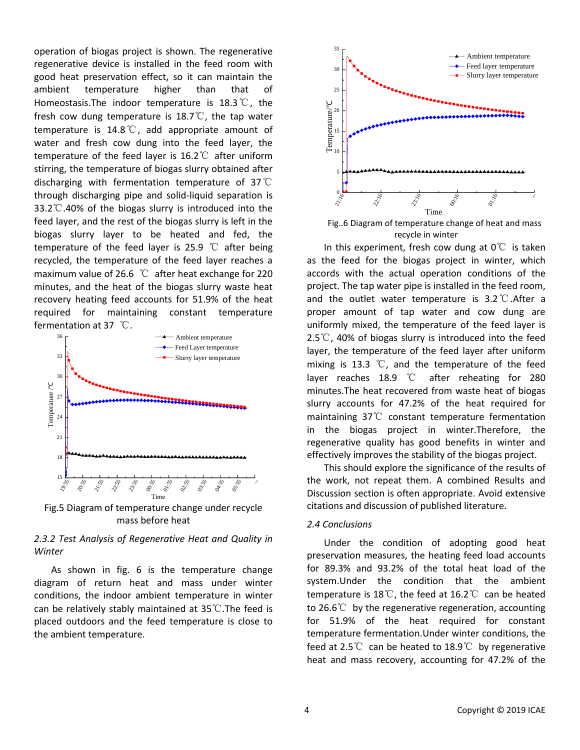operation of biogas project is shown. The regenerative regenerative device is installed in the feed room with good heat preservation effect, so it can maintain the ambient temperature higher than that of Homeostasis.The indoor temperature is 18.3℃, the fresh cow dung temperature is 18.7℃, the tap water temperature is 14.8℃, add appropriate amount of water and fresh cow dung into the feed layer, the temperature of the feed layer is 16.2℃ after uniform stirring, the temperature of biogas slurry obtained after discharging with fermentation temperature of 37℃ through discharging pipe and solid-liquid separation is 33.2℃.40% of the biogas slurry is introduced into the feed layer, and the rest of the biogas slurry is left in the biogas slurry layer to be heated and fed, the temperature of the feed layer is 25.9 ℃ after being recycled, the temperature of the feed layer reaches a maximum value of 26.6 ℃ after heat exchange for 220 minutes, and the heat of the biogas slurry waste heat recovery heating feed accounts for 51.9% of the heat required for maintaining constant temperature fermentation at 37 ℃.

Fig.5 Diagram of temperature change under recycle mass before heat

*2.3.2 Test Analysis of Regenerative Heat and Quality in Winter*

As shown in fig. 6 is the temperature change diagram of return heat and mass under winter conditions, the indoor ambient temperature in winter can be relatively stably maintained at 35℃.The feed is placed outdoors and the feed temperature is close to the ambient temperature.

Fig..6 Diagram of temperature change of heat and mass recycle in winter

In this experiment, fresh cow dung at 0℃ is taken as the feed for the biogas project in winter, which accords with the actual operation conditions of the project. The tap water pipe is installed in the feed room, and the outlet water temperature is 3.2℃.After a proper amount of tap water and cow dung are uniformly mixed, the temperature of the feed layer is 2.5℃, 40% of biogas slurry is introduced into the feed layer, the temperature of the feed layer after uniform mixing is 13.3 ℃, and the temperature of the feed layer reaches 18.9 ℃ after reheating for 280 minutes.The heat recovered from waste heat of biogas slurry accounts for 47.2% of the heat required for maintaining 37℃ constant temperature fermentation in the biogas project in winter.Therefore, the regenerative quality has good benefits in winter and effectively improves the stability of the biogas project.

This should explore the significance of the results of the work, not repeat them. A combined Results and Discussion section is often appropriate. Avoid extensive citations and discussion of published literature.

*2.4 Conclusions*

Under the condition of adopting good heat preservation measures, the heating feed load accounts for 89.3% and 93.2% of the total heat load of the system.Under the condition that the ambient temperature is 18℃, the feed at 16.2℃ can be heated to 26.6℃ by the regenerative regeneration, accounting for 51.9% of the heat required for constant temperature fermentation.Under winter conditions, the feed at 2.5℃ can be heated to 18.9℃ by regenerative heat and mass recovery, accounting for 47.2% of the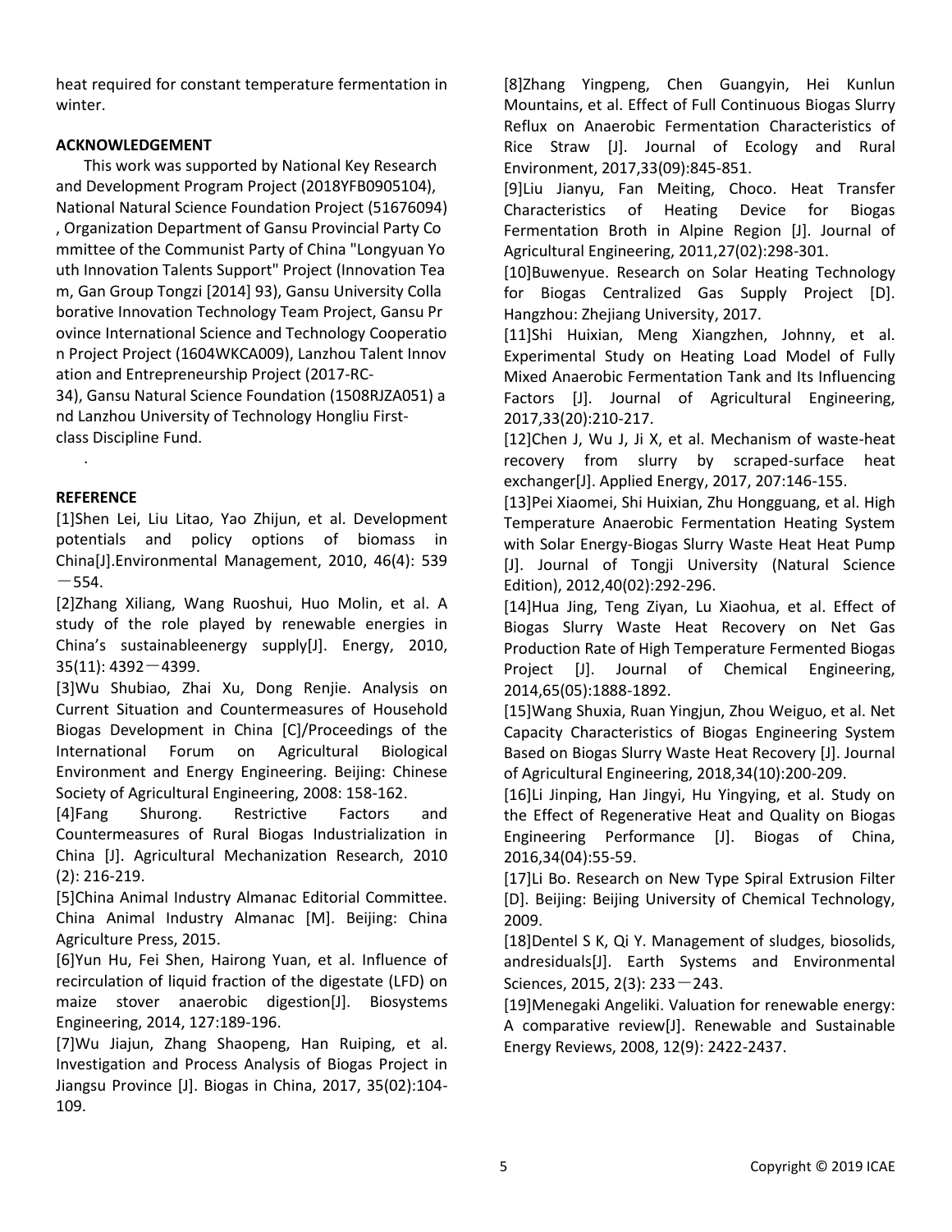heat required for constant temperature fermentation in winter.

## ACKNOWLEDGEMENT

This work was supported by National Key Research and Development Program Project (2018YFB0905104), National Natural Science Foundation Project (51676094) , Organization Department of Gansu Provincial Party Committee of the Communist Party of China "Longyuan Youth Innovation Talents Support" Project (Innovation Team, Gan Group Tongzi [2014] 93), Gansu University Collaborative Innovation Technology Team Project, Gansu Province International Science and Technology Cooperation Project Project (1604WKCA009), Lanzhou Talent Innovation and Entrepreneurship Project (2017-RC-34), Gansu Natural Science Foundation (1508RJZA051) and Lanzhou University of Technology Hongliu First-class Discipline Fund.

.

## REFERENCE

[1]Shen Lei, Liu Litao, Yao Zhijun, et al. Development potentials and policy options of biomass in China[J].Environmental Management, 2010, 46(4): 539－554.

[2]Zhang Xiliang, Wang Ruoshui, Huo Molin, et al. A study of the role played by renewable energies in China's sustainableenergy supply[J]. Energy, 2010, 35(11): 4392－4399.

[3]Wu Shubiao, Zhai Xu, Dong Renjie. Analysis on Current Situation and Countermeasures of Household Biogas Development in China [C]/Proceedings of the International Forum on Agricultural Biological Environment and Energy Engineering. Beijing: Chinese Society of Agricultural Engineering, 2008: 158-162.

[4]Fang Shurong. Restrictive Factors and Countermeasures of Rural Biogas Industrialization in China [J]. Agricultural Mechanization Research, 2010 (2): 216-219.

[5]China Animal Industry Almanac Editorial Committee. China Animal Industry Almanac [M]. Beijing: China Agriculture Press, 2015.

[6]Yun Hu, Fei Shen, Hairong Yuan, et al. Influence of recirculation of liquid fraction of the digestate (LFD) on maize stover anaerobic digestion[J]. Biosystems Engineering, 2014, 127:189-196.

[7]Wu Jiajun, Zhang Shaopeng, Han Ruiping, et al. Investigation and Process Analysis of Biogas Project in Jiangsu Province [J]. Biogas in China, 2017, 35(02):104-109.

[8]Zhang Yingpeng, Chen Guangyin, Hei Kunlun Mountains, et al. Effect of Full Continuous Biogas Slurry Reflux on Anaerobic Fermentation Characteristics of Rice Straw [J]. Journal of Ecology and Rural Environment, 2017,33(09):845-851.

[9]Liu Jianyu, Fan Meiting, Choco. Heat Transfer Characteristics of Heating Device for Biogas Fermentation Broth in Alpine Region [J]. Journal of Agricultural Engineering, 2011,27(02):298-301.

[10]Buwenyue. Research on Solar Heating Technology for Biogas Centralized Gas Supply Project [D]. Hangzhou: Zhejiang University, 2017.

[11]Shi Huixian, Meng Xiangzhen, Johnny, et al. Experimental Study on Heating Load Model of Fully Mixed Anaerobic Fermentation Tank and Its Influencing Factors [J]. Journal of Agricultural Engineering, 2017,33(20):210-217.

[12]Chen J, Wu J, Ji X, et al. Mechanism of waste-heat recovery from slurry by scraped-surface heat exchanger[J]. Applied Energy, 2017, 207:146-155.

[13]Pei Xiaomei, Shi Huixian, Zhu Hongguang, et al. High Temperature Anaerobic Fermentation Heating System with Solar Energy-Biogas Slurry Waste Heat Heat Pump [J]. Journal of Tongji University (Natural Science Edition), 2012,40(02):292-296.

[14]Hua Jing, Teng Ziyan, Lu Xiaohua, et al. Effect of Biogas Slurry Waste Heat Recovery on Net Gas Production Rate of High Temperature Fermented Biogas Project [J]. Journal of Chemical Engineering, 2014,65(05):1888-1892.

[15]Wang Shuxia, Ruan Yingjun, Zhou Weiguo, et al. Net Capacity Characteristics of Biogas Engineering System Based on Biogas Slurry Waste Heat Recovery [J]. Journal of Agricultural Engineering, 2018,34(10):200-209.

[16]Li Jinping, Han Jingyi, Hu Yingying, et al. Study on the Effect of Regenerative Heat and Quality on Biogas Engineering Performance [J]. Biogas of China, 2016,34(04):55-59.

[17]Li Bo. Research on New Type Spiral Extrusion Filter [D]. Beijing: Beijing University of Chemical Technology, 2009.

[18]Dentel S K, Qi Y. Management of sludges, biosolids, andresiduals[J]. Earth Systems and Environmental Sciences, 2015, 2(3): 233－243.

[19]Menegaki Angeliki. Valuation for renewable energy: A comparative review[J]. Renewable and Sustainable Energy Reviews, 2008, 12(9): 2422-2437.